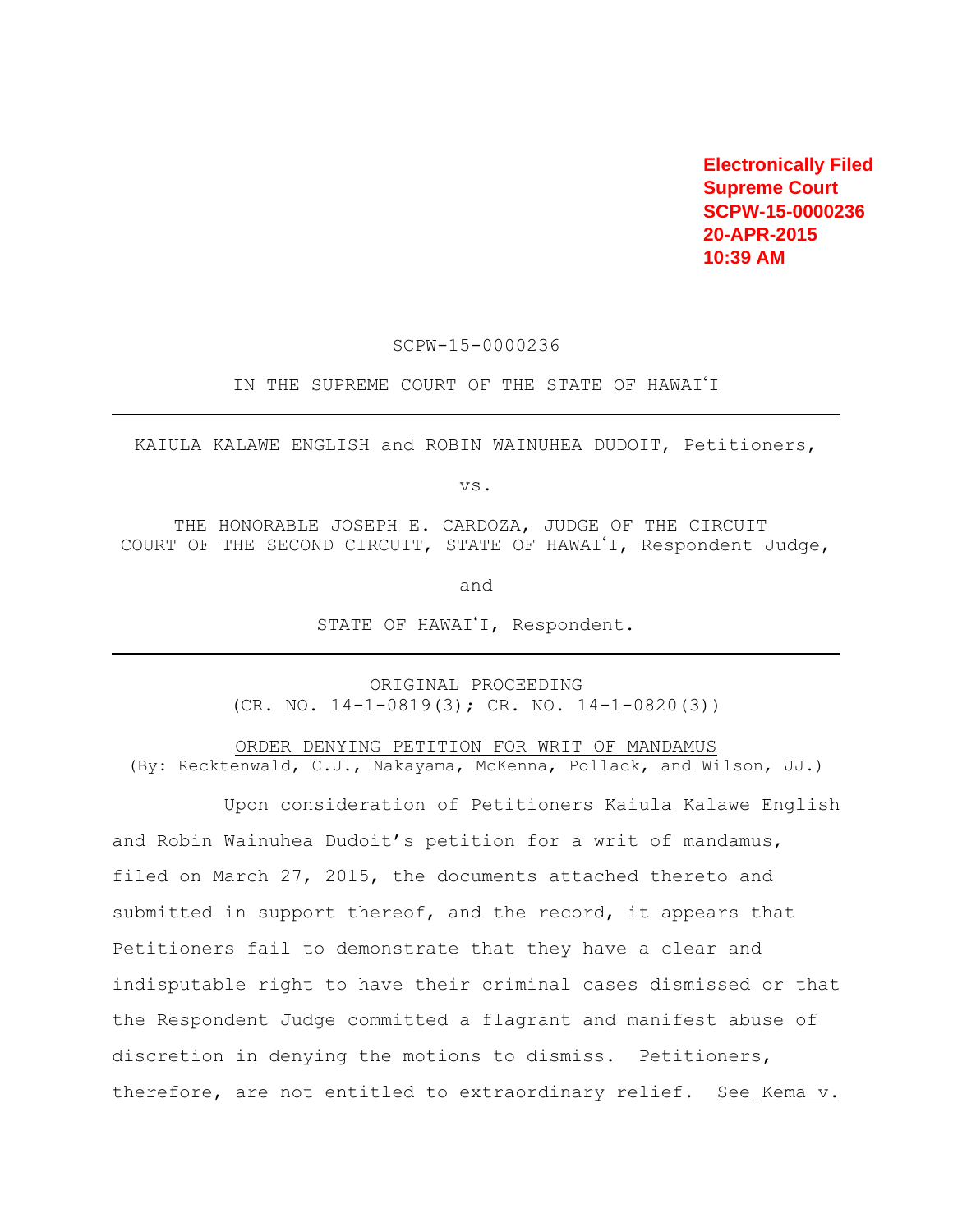Electronically Filed
Supreme Court
SCPW-15-0000236
20-APR-2015
10:39 AM

SCPW-15-0000236

IN THE SUPREME COURT OF THE STATE OF HAWAIʻI

---

KAIULA KALAWE ENGLISH and ROBIN WAINUHEA DUDOIT, Petitioners,

vs.

THE HONORABLE JOSEPH E. CARDOZA, JUDGE OF THE CIRCUIT COURT OF THE SECOND CIRCUIT, STATE OF HAWAIʻI, Respondent Judge,

and

STATE OF HAWAIʻI, Respondent.

---

ORIGINAL PROCEEDING
(CR. NO. 14-1-0819(3); CR. NO. 14-1-0820(3))

ORDER DENYING PETITION FOR WRIT OF MANDAMUS
(By: Recktenwald, C.J., Nakayama, McKenna, Pollack, and Wilson, JJ.)

Upon consideration of Petitioners Kaiula Kalawe English and Robin Wainuhea Dudoit's petition for a writ of mandamus, filed on March 27, 2015, the documents attached thereto and submitted in support thereof, and the record, it appears that Petitioners fail to demonstrate that they have a clear and indisputable right to have their criminal cases dismissed or that the Respondent Judge committed a flagrant and manifest abuse of discretion in denying the motions to dismiss. Petitioners, therefore, are not entitled to extraordinary relief. See Kema v.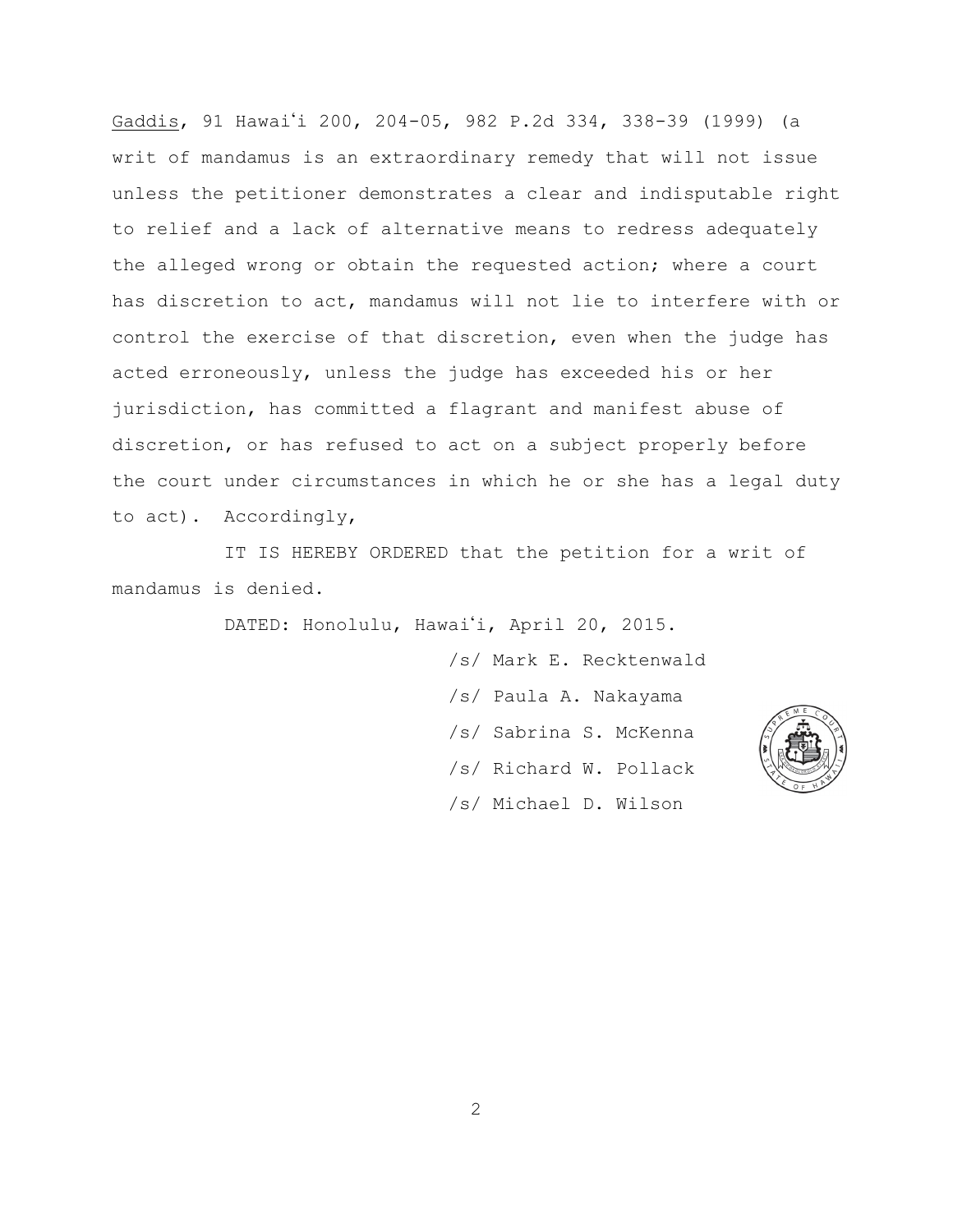Gaddis, 91 Hawaiʻi 200, 204-05, 982 P.2d 334, 338-39 (1999) (a writ of mandamus is an extraordinary remedy that will not issue unless the petitioner demonstrates a clear and indisputable right to relief and a lack of alternative means to redress adequately the alleged wrong or obtain the requested action; where a court has discretion to act, mandamus will not lie to interfere with or control the exercise of that discretion, even when the judge has acted erroneously, unless the judge has exceeded his or her jurisdiction, has committed a flagrant and manifest abuse of discretion, or has refused to act on a subject properly before the court under circumstances in which he or she has a legal duty to act). Accordingly,

IT IS HEREBY ORDERED that the petition for a writ of mandamus is denied.

DATED: Honolulu, Hawaiʻi, April 20, 2015.

/s/ Mark E. Recktenwald

/s/ Paula A. Nakayama

/s/ Sabrina S. McKenna

/s/ Richard W. Pollack

/s/ Michael D. Wilson